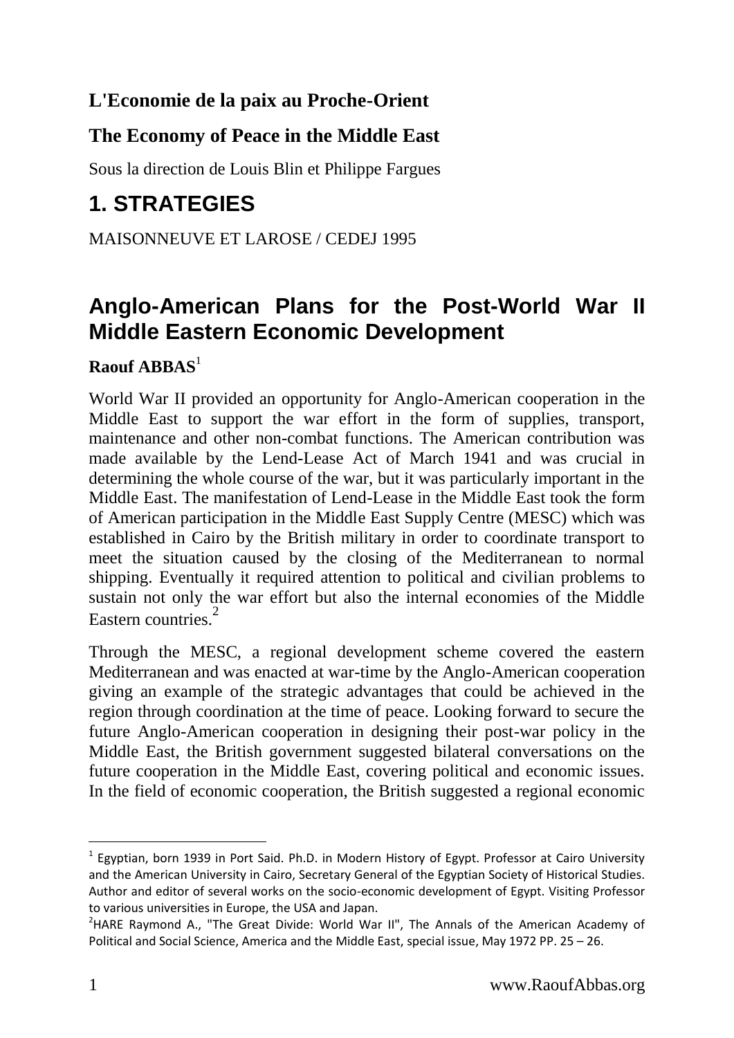**L'Economie de la paix au Proche-Orient**

**The Economy of Peace in the Middle East**

Sous la direction de Louis Blin et Philippe Fargues

# 1. STRATEGIES

MAISONNEUVE ET LAROSE / CEDEJ 1995

## Anglo-American Plans for the Post-World War II Middle Eastern Economic Development

**Raouf ABBAS**[1]

World War II provided an opportunity for Anglo-American cooperation in the Middle East to support the war effort in the form of supplies, transport, maintenance and other non-combat functions. The American contribution was made available by the Lend-Lease Act of March 1941 and was crucial in determining the whole course of the war, but it was particularly important in the Middle East. The manifestation of Lend-Lease in the Middle East took the form of American participation in the Middle East Supply Centre (MESC) which was established in Cairo by the British military in order to coordinate transport to meet the situation caused by the closing of the Mediterranean to normal shipping. Eventually it required attention to political and civilian problems to sustain not only the war effort but also the internal economies of the Middle Eastern countries.[2]

Through the MESC, a regional development scheme covered the eastern Mediterranean and was enacted at war-time by the Anglo-American cooperation giving an example of the strategic advantages that could be achieved in the region through coordination at the time of peace. Looking forward to secure the future Anglo-American cooperation in designing their post-war policy in the Middle East, the British government suggested bilateral conversations on the future cooperation in the Middle East, covering political and economic issues. In the field of economic cooperation, the British suggested a regional economic

---

[1] Egyptian, born 1939 in Port Said. Ph.D. in Modern History of Egypt. Professor at Cairo University and the American University in Cairo, Secretary General of the Egyptian Society of Historical Studies. Author and editor of several works on the socio-economic development of Egypt. Visiting Professor to various universities in Europe, the USA and Japan.

[2] HARE Raymond A., "The Great Divide: World War II", The Annals of the American Academy of Political and Social Science, America and the Middle East, special issue, May 1972 PP. 25 – 26.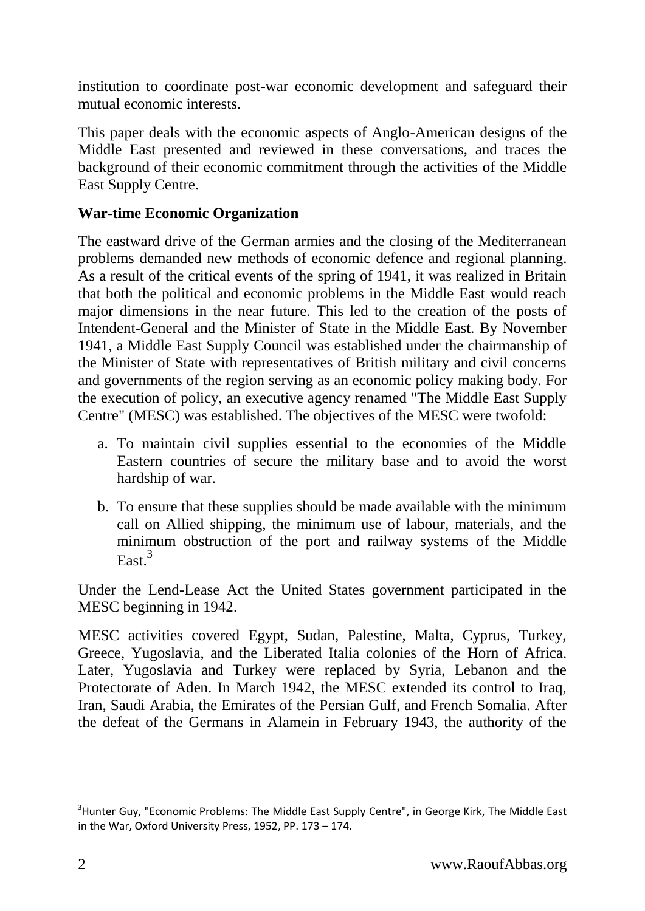institution to coordinate post-war economic development and safeguard their mutual economic interests.

This paper deals with the economic aspects of Anglo-American designs of the Middle East presented and reviewed in these conversations, and traces the background of their economic commitment through the activities of the Middle East Supply Centre.

**War-time Economic Organization**

The eastward drive of the German armies and the closing of the Mediterranean problems demanded new methods of economic defence and regional planning. As a result of the critical events of the spring of 1941, it was realized in Britain that both the political and economic problems in the Middle East would reach major dimensions in the near future. This led to the creation of the posts of Intendent-General and the Minister of State in the Middle East. By November 1941, a Middle East Supply Council was established under the chairmanship of the Minister of State with representatives of British military and civil concerns and governments of the region serving as an economic policy making body. For the execution of policy, an executive agency renamed "The Middle East Supply Centre" (MESC) was established. The objectives of the MESC were twofold:

a. To maintain civil supplies essential to the economies of the Middle Eastern countries of secure the military base and to avoid the worst hardship of war.

b. To ensure that these supplies should be made available with the minimum call on Allied shipping, the minimum use of labour, materials, and the minimum obstruction of the port and railway systems of the Middle East.[3]

Under the Lend-Lease Act the United States government participated in the MESC beginning in 1942.

MESC activities covered Egypt, Sudan, Palestine, Malta, Cyprus, Turkey, Greece, Yugoslavia, and the Liberated Italia colonies of the Horn of Africa. Later, Yugoslavia and Turkey were replaced by Syria, Lebanon and the Protectorate of Aden. In March 1942, the MESC extended its control to Iraq, Iran, Saudi Arabia, the Emirates of the Persian Gulf, and French Somalia. After the defeat of the Germans in Alamein in February 1943, the authority of the

---

[3] Hunter Guy, "Economic Problems: The Middle East Supply Centre", in George Kirk, The Middle East in the War, Oxford University Press, 1952, PP. 173 – 174.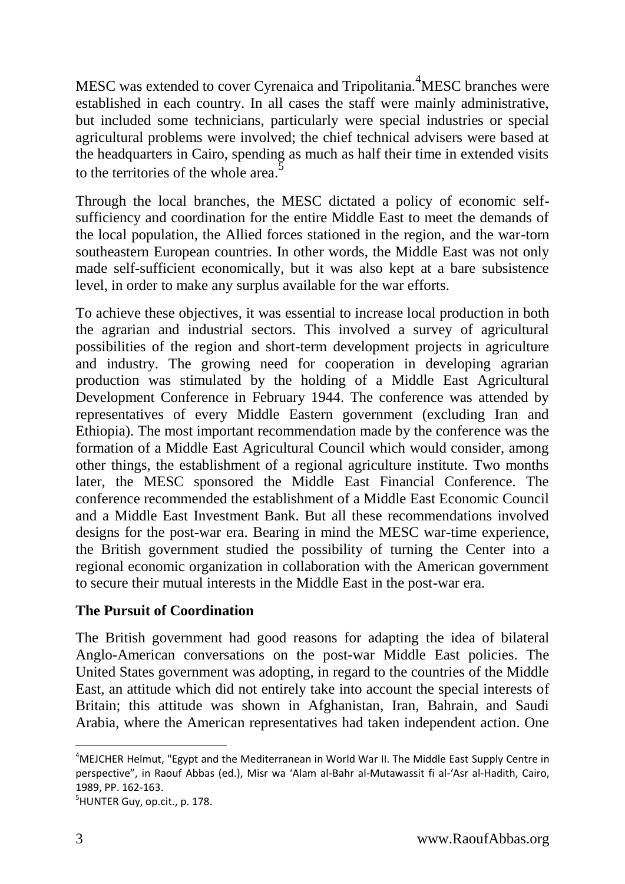MESC was extended to cover Cyrenaica and Tripolitania.[4] MESC branches were established in each country. In all cases the staff were mainly administrative, but included some technicians, particularly were special industries or special agricultural problems were involved; the chief technical advisers were based at the headquarters in Cairo, spending as much as half their time in extended visits to the territories of the whole area.[5]

Through the local branches, the MESC dictated a policy of economic self-sufficiency and coordination for the entire Middle East to meet the demands of the local population, the Allied forces stationed in the region, and the war-torn southeastern European countries. In other words, the Middle East was not only made self-sufficient economically, but it was also kept at a bare subsistence level, in order to make any surplus available for the war efforts.

To achieve these objectives, it was essential to increase local production in both the agrarian and industrial sectors. This involved a survey of agricultural possibilities of the region and short-term development projects in agriculture and industry. The growing need for cooperation in developing agrarian production was stimulated by the holding of a Middle East Agricultural Development Conference in February 1944. The conference was attended by representatives of every Middle Eastern government (excluding Iran and Ethiopia). The most important recommendation made by the conference was the formation of a Middle East Agricultural Council which would consider, among other things, the establishment of a regional agriculture institute. Two months later, the MESC sponsored the Middle East Financial Conference. The conference recommended the establishment of a Middle East Economic Council and a Middle East Investment Bank. But all these recommendations involved designs for the post-war era. Bearing in mind the MESC war-time experience, the British government studied the possibility of turning the Center into a regional economic organization in collaboration with the American government to secure their mutual interests in the Middle East in the post-war era.

**The Pursuit of Coordination**

The British government had good reasons for adapting the idea of bilateral Anglo-American conversations on the post-war Middle East policies. The United States government was adopting, in regard to the countries of the Middle East, an attitude which did not entirely take into account the special interests of Britain; this attitude was shown in Afghanistan, Iran, Bahrain, and Saudi Arabia, where the American representatives had taken independent action. One

---

[4] MEJCHER Helmut, "Egypt and the Mediterranean in World War II. The Middle East Supply Centre in perspective", in Raouf Abbas (ed.), Misr wa 'Alam al-Bahr al-Mutawassit fi al-'Asr al-Hadith, Cairo, 1989, PP. 162-163.

[5] HUNTER Guy, op.cit., p. 178.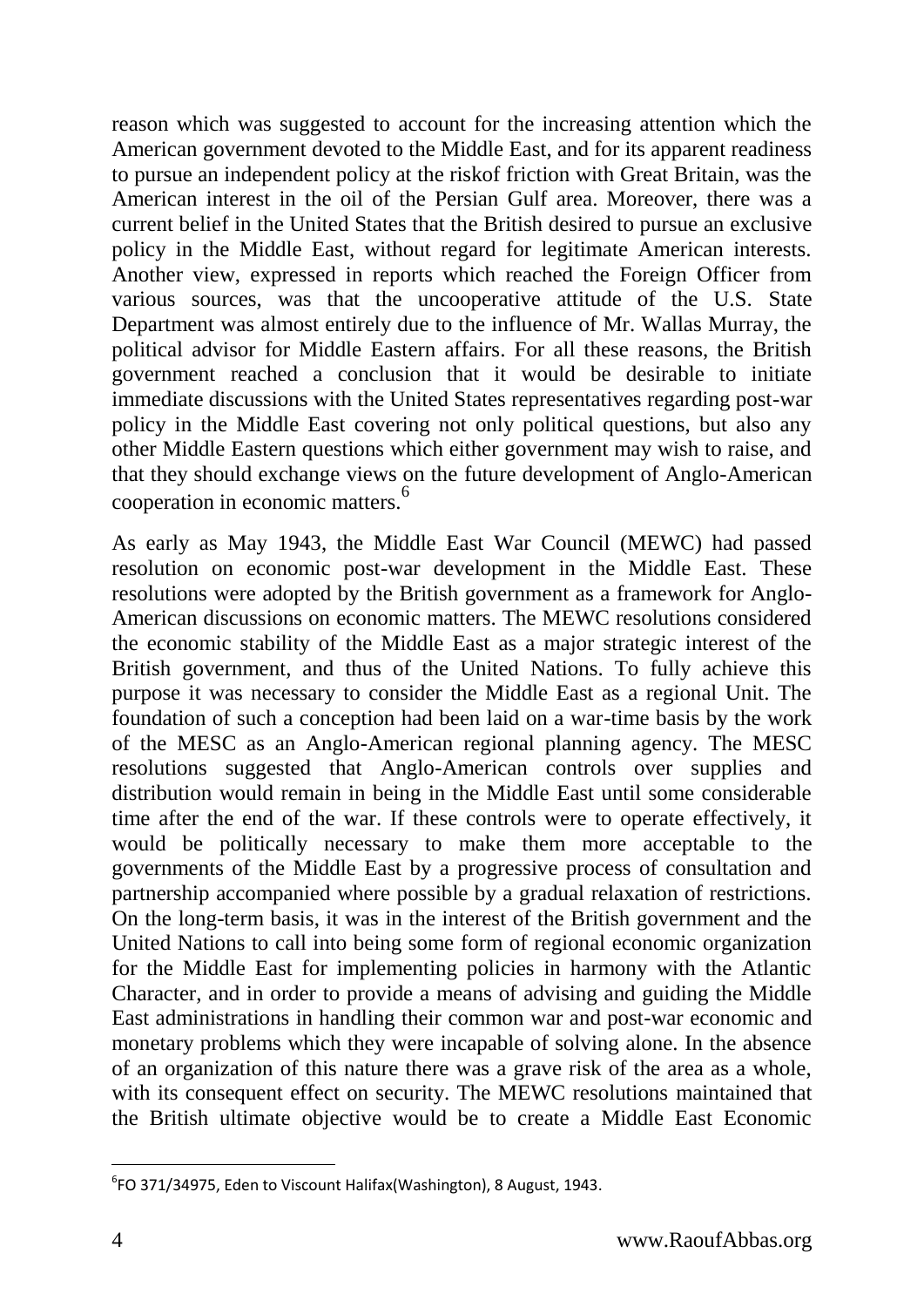reason which was suggested to account for the increasing attention which the American government devoted to the Middle East, and for its apparent readiness to pursue an independent policy at the riskof friction with Great Britain, was the American interest in the oil of the Persian Gulf area. Moreover, there was a current belief in the United States that the British desired to pursue an exclusive policy in the Middle East, without regard for legitimate American interests. Another view, expressed in reports which reached the Foreign Officer from various sources, was that the uncooperative attitude of the U.S. State Department was almost entirely due to the influence of Mr. Wallas Murray, the political advisor for Middle Eastern affairs. For all these reasons, the British government reached a conclusion that it would be desirable to initiate immediate discussions with the United States representatives regarding post-war policy in the Middle East covering not only political questions, but also any other Middle Eastern questions which either government may wish to raise, and that they should exchange views on the future development of Anglo-American cooperation in economic matters.[6]

As early as May 1943, the Middle East War Council (MEWC) had passed resolution on economic post-war development in the Middle East. These resolutions were adopted by the British government as a framework for Anglo-American discussions on economic matters. The MEWC resolutions considered the economic stability of the Middle East as a major strategic interest of the British government, and thus of the United Nations. To fully achieve this purpose it was necessary to consider the Middle East as a regional Unit. The foundation of such a conception had been laid on a war-time basis by the work of the MESC as an Anglo-American regional planning agency. The MESC resolutions suggested that Anglo-American controls over supplies and distribution would remain in being in the Middle East until some considerable time after the end of the war. If these controls were to operate effectively, it would be politically necessary to make them more acceptable to the governments of the Middle East by a progressive process of consultation and partnership accompanied where possible by a gradual relaxation of restrictions. On the long-term basis, it was in the interest of the British government and the United Nations to call into being some form of regional economic organization for the Middle East for implementing policies in harmony with the Atlantic Character, and in order to provide a means of advising and guiding the Middle East administrations in handling their common war and post-war economic and monetary problems which they were incapable of solving alone. In the absence of an organization of this nature there was a grave risk of the area as a whole, with its consequent effect on security. The MEWC resolutions maintained that the British ultimate objective would be to create a Middle East Economic

[6] FO 371/34975, Eden to Viscount Halifax(Washington), 8 August, 1943.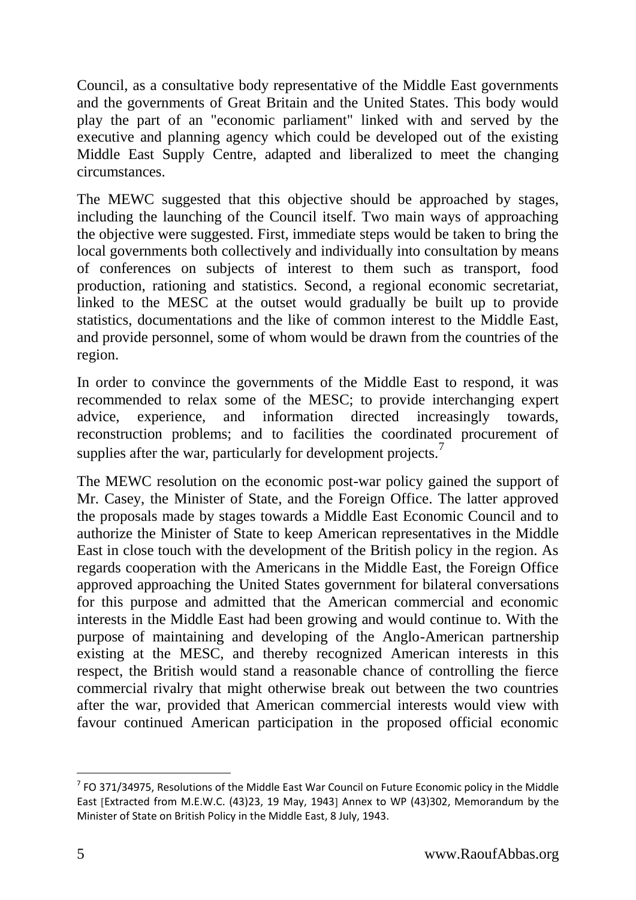Council, as a consultative body representative of the Middle East governments and the governments of Great Britain and the United States. This body would play the part of an "economic parliament" linked with and served by the executive and planning agency which could be developed out of the existing Middle East Supply Centre, adapted and liberalized to meet the changing circumstances.

The MEWC suggested that this objective should be approached by stages, including the launching of the Council itself. Two main ways of approaching the objective were suggested. First, immediate steps would be taken to bring the local governments both collectively and individually into consultation by means of conferences on subjects of interest to them such as transport, food production, rationing and statistics. Second, a regional economic secretariat, linked to the MESC at the outset would gradually be built up to provide statistics, documentations and the like of common interest to the Middle East, and provide personnel, some of whom would be drawn from the countries of the region.

In order to convince the governments of the Middle East to respond, it was recommended to relax some of the MESC; to provide interchanging expert advice, experience, and information directed increasingly towards, reconstruction problems; and to facilities the coordinated procurement of supplies after the war, particularly for development projects.[7]

The MEWC resolution on the economic post-war policy gained the support of Mr. Casey, the Minister of State, and the Foreign Office. The latter approved the proposals made by stages towards a Middle East Economic Council and to authorize the Minister of State to keep American representatives in the Middle East in close touch with the development of the British policy in the region. As regards cooperation with the Americans in the Middle East, the Foreign Office approved approaching the United States government for bilateral conversations for this purpose and admitted that the American commercial and economic interests in the Middle East had been growing and would continue to. With the purpose of maintaining and developing of the Anglo-American partnership existing at the MESC, and thereby recognized American interests in this respect, the British would stand a reasonable chance of controlling the fierce commercial rivalry that might otherwise break out between the two countries after the war, provided that American commercial interests would view with favour continued American participation in the proposed official economic

[7] FO 371/34975, Resolutions of the Middle East War Council on Future Economic policy in the Middle East [Extracted from M.E.W.C. (43)23, 19 May, 1943] Annex to WP (43)302, Memorandum by the Minister of State on British Policy in the Middle East, 8 July, 1943.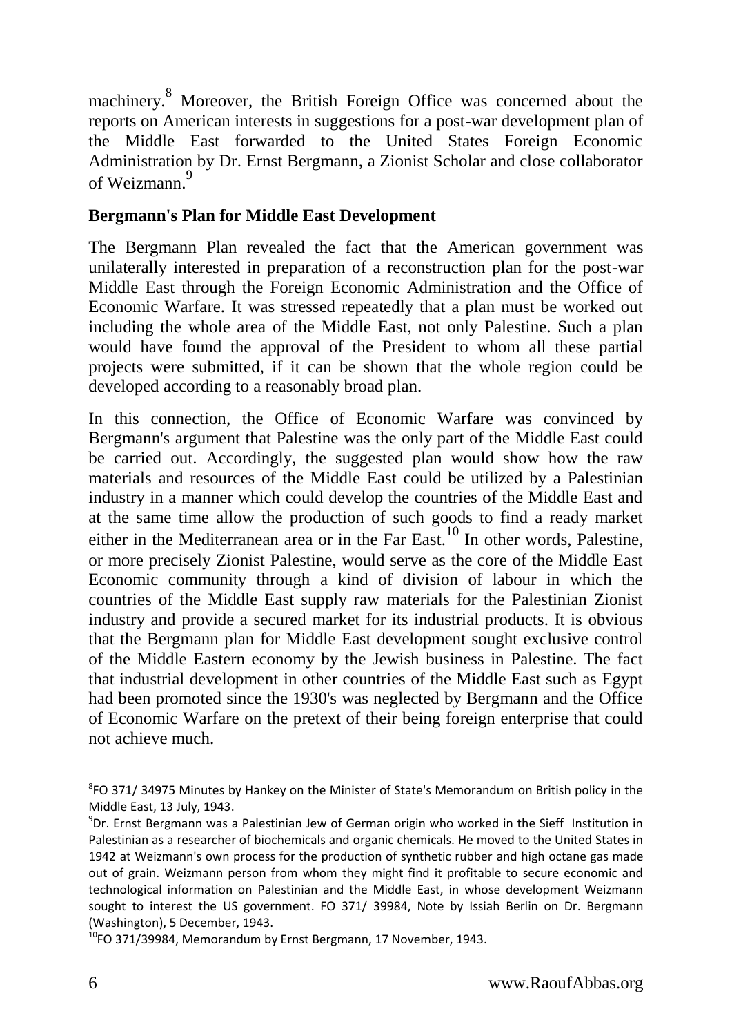machinery.[8] Moreover, the British Foreign Office was concerned about the reports on American interests in suggestions for a post-war development plan of the Middle East forwarded to the United States Foreign Economic Administration by Dr. Ernst Bergmann, a Zionist Scholar and close collaborator of Weizmann.[9]

**Bergmann's Plan for Middle East Development**

The Bergmann Plan revealed the fact that the American government was unilaterally interested in preparation of a reconstruction plan for the post-war Middle East through the Foreign Economic Administration and the Office of Economic Warfare. It was stressed repeatedly that a plan must be worked out including the whole area of the Middle East, not only Palestine. Such a plan would have found the approval of the President to whom all these partial projects were submitted, if it can be shown that the whole region could be developed according to a reasonably broad plan.

In this connection, the Office of Economic Warfare was convinced by Bergmann's argument that Palestine was the only part of the Middle East could be carried out. Accordingly, the suggested plan would show how the raw materials and resources of the Middle East could be utilized by a Palestinian industry in a manner which could develop the countries of the Middle East and at the same time allow the production of such goods to find a ready market either in the Mediterranean area or in the Far East.[10] In other words, Palestine, or more precisely Zionist Palestine, would serve as the core of the Middle East Economic community through a kind of division of labour in which the countries of the Middle East supply raw materials for the Palestinian Zionist industry and provide a secured market for its industrial products. It is obvious that the Bergmann plan for Middle East development sought exclusive control of the Middle Eastern economy by the Jewish business in Palestine. The fact that industrial development in other countries of the Middle East such as Egypt had been promoted since the 1930's was neglected by Bergmann and the Office of Economic Warfare on the pretext of their being foreign enterprise that could not achieve much.

---

[8] FO 371/ 34975 Minutes by Hankey on the Minister of State's Memorandum on British policy in the Middle East, 13 July, 1943.

[9] Dr. Ernst Bergmann was a Palestinian Jew of German origin who worked in the Sieff Institution in Palestinian as a researcher of biochemicals and organic chemicals. He moved to the United States in 1942 at Weizmann's own process for the production of synthetic rubber and high octane gas made out of grain. Weizmann person from whom they might find it profitable to secure economic and technological information on Palestinian and the Middle East, in whose development Weizmann sought to interest the US government. FO 371/ 39984, Note by Issiah Berlin on Dr. Bergmann (Washington), 5 December, 1943.

[10] FO 371/39984, Memorandum by Ernst Bergmann, 17 November, 1943.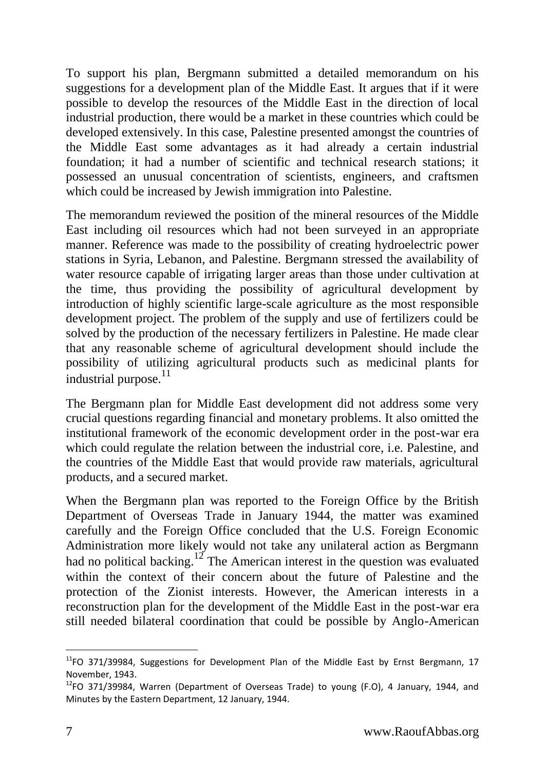To support his plan, Bergmann submitted a detailed memorandum on his suggestions for a development plan of the Middle East. It argues that if it were possible to develop the resources of the Middle East in the direction of local industrial production, there would be a market in these countries which could be developed extensively. In this case, Palestine presented amongst the countries of the Middle East some advantages as it had already a certain industrial foundation; it had a number of scientific and technical research stations; it possessed an unusual concentration of scientists, engineers, and craftsmen which could be increased by Jewish immigration into Palestine.

The memorandum reviewed the position of the mineral resources of the Middle East including oil resources which had not been surveyed in an appropriate manner. Reference was made to the possibility of creating hydroelectric power stations in Syria, Lebanon, and Palestine. Bergmann stressed the availability of water resource capable of irrigating larger areas than those under cultivation at the time, thus providing the possibility of agricultural development by introduction of highly scientific large-scale agriculture as the most responsible development project. The problem of the supply and use of fertilizers could be solved by the production of the necessary fertilizers in Palestine. He made clear that any reasonable scheme of agricultural development should include the possibility of utilizing agricultural products such as medicinal plants for industrial purpose.[11]

The Bergmann plan for Middle East development did not address some very crucial questions regarding financial and monetary problems. It also omitted the institutional framework of the economic development order in the post-war era which could regulate the relation between the industrial core, i.e. Palestine, and the countries of the Middle East that would provide raw materials, agricultural products, and a secured market.

When the Bergmann plan was reported to the Foreign Office by the British Department of Overseas Trade in January 1944, the matter was examined carefully and the Foreign Office concluded that the U.S. Foreign Economic Administration more likely would not take any unilateral action as Bergmann had no political backing.[12] The American interest in the question was evaluated within the context of their concern about the future of Palestine and the protection of the Zionist interests. However, the American interests in a reconstruction plan for the development of the Middle East in the post-war era still needed bilateral coordination that could be possible by Anglo-American

---

[11] FO 371/39984, Suggestions for Development Plan of the Middle East by Ernst Bergmann, 17 November, 1943.

[12] FO 371/39984, Warren (Department of Overseas Trade) to young (F.O), 4 January, 1944, and Minutes by the Eastern Department, 12 January, 1944.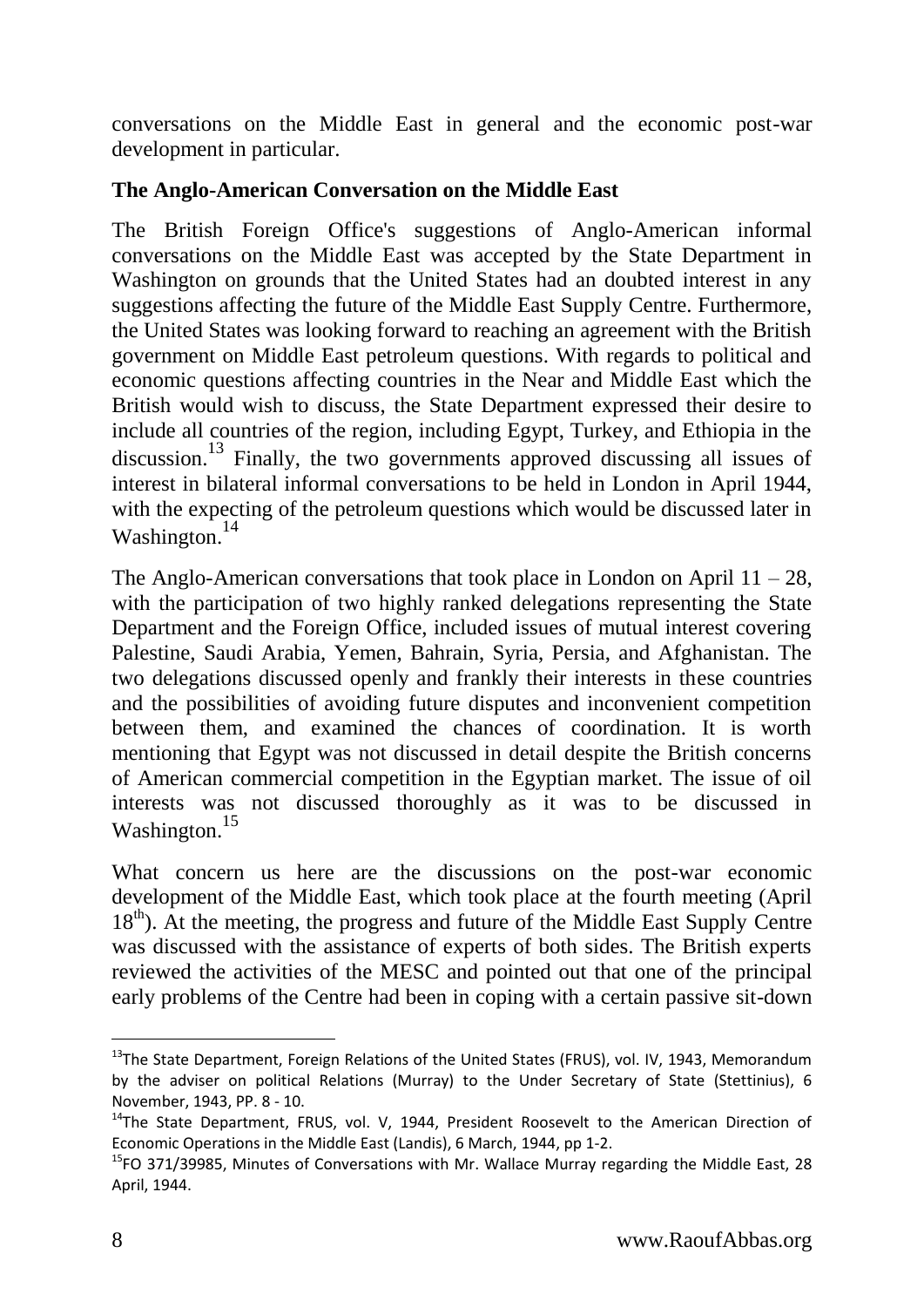conversations on the Middle East in general and the economic post-war development in particular.

**The Anglo-American Conversation on the Middle East**

The British Foreign Office's suggestions of Anglo-American informal conversations on the Middle East was accepted by the State Department in Washington on grounds that the United States had an doubted interest in any suggestions affecting the future of the Middle East Supply Centre. Furthermore, the United States was looking forward to reaching an agreement with the British government on Middle East petroleum questions. With regards to political and economic questions affecting countries in the Near and Middle East which the British would wish to discuss, the State Department expressed their desire to include all countries of the region, including Egypt, Turkey, and Ethiopia in the discussion.[13] Finally, the two governments approved discussing all issues of interest in bilateral informal conversations to be held in London in April 1944, with the expecting of the petroleum questions which would be discussed later in Washington.[14]

The Anglo-American conversations that took place in London on April 11 – 28, with the participation of two highly ranked delegations representing the State Department and the Foreign Office, included issues of mutual interest covering Palestine, Saudi Arabia, Yemen, Bahrain, Syria, Persia, and Afghanistan. The two delegations discussed openly and frankly their interests in these countries and the possibilities of avoiding future disputes and inconvenient competition between them, and examined the chances of coordination. It is worth mentioning that Egypt was not discussed in detail despite the British concerns of American commercial competition in the Egyptian market. The issue of oil interests was not discussed thoroughly as it was to be discussed in Washington.[15]

What concern us here are the discussions on the post-war economic development of the Middle East, which took place at the fourth meeting (April 18th). At the meeting, the progress and future of the Middle East Supply Centre was discussed with the assistance of experts of both sides. The British experts reviewed the activities of the MESC and pointed out that one of the principal early problems of the Centre had been in coping with a certain passive sit-down

---

[13] The State Department, Foreign Relations of the United States (FRUS), vol. IV, 1943, Memorandum by the adviser on political Relations (Murray) to the Under Secretary of State (Stettinius), 6 November, 1943, PP. 8 - 10.

[14] The State Department, FRUS, vol. V, 1944, President Roosevelt to the American Direction of Economic Operations in the Middle East (Landis), 6 March, 1944, pp 1-2.

[15] FO 371/39985, Minutes of Conversations with Mr. Wallace Murray regarding the Middle East, 28 April, 1944.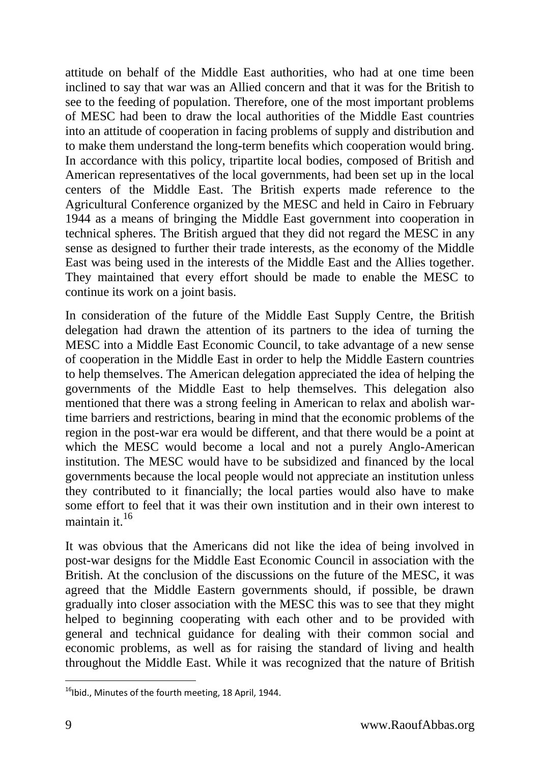attitude on behalf of the Middle East authorities, who had at one time been inclined to say that war was an Allied concern and that it was for the British to see to the feeding of population. Therefore, one of the most important problems of MESC had been to draw the local authorities of the Middle East countries into an attitude of cooperation in facing problems of supply and distribution and to make them understand the long-term benefits which cooperation would bring. In accordance with this policy, tripartite local bodies, composed of British and American representatives of the local governments, had been set up in the local centers of the Middle East. The British experts made reference to the Agricultural Conference organized by the MESC and held in Cairo in February 1944 as a means of bringing the Middle East government into cooperation in technical spheres. The British argued that they did not regard the MESC in any sense as designed to further their trade interests, as the economy of the Middle East was being used in the interests of the Middle East and the Allies together. They maintained that every effort should be made to enable the MESC to continue its work on a joint basis.

In consideration of the future of the Middle East Supply Centre, the British delegation had drawn the attention of its partners to the idea of turning the MESC into a Middle East Economic Council, to take advantage of a new sense of cooperation in the Middle East in order to help the Middle Eastern countries to help themselves. The American delegation appreciated the idea of helping the governments of the Middle East to help themselves. This delegation also mentioned that there was a strong feeling in American to relax and abolish war-time barriers and restrictions, bearing in mind that the economic problems of the region in the post-war era would be different, and that there would be a point at which the MESC would become a local and not a purely Anglo-American institution. The MESC would have to be subsidized and financed by the local governments because the local people would not appreciate an institution unless they contributed to it financially; the local parties would also have to make some effort to feel that it was their own institution and in their own interest to maintain it.[16]

It was obvious that the Americans did not like the idea of being involved in post-war designs for the Middle East Economic Council in association with the British. At the conclusion of the discussions on the future of the MESC, it was agreed that the Middle Eastern governments should, if possible, be drawn gradually into closer association with the MESC this was to see that they might helped to beginning cooperating with each other and to be provided with general and technical guidance for dealing with their common social and economic problems, as well as for raising the standard of living and health throughout the Middle East. While it was recognized that the nature of British

[16] Ibid., Minutes of the fourth meeting, 18 April, 1944.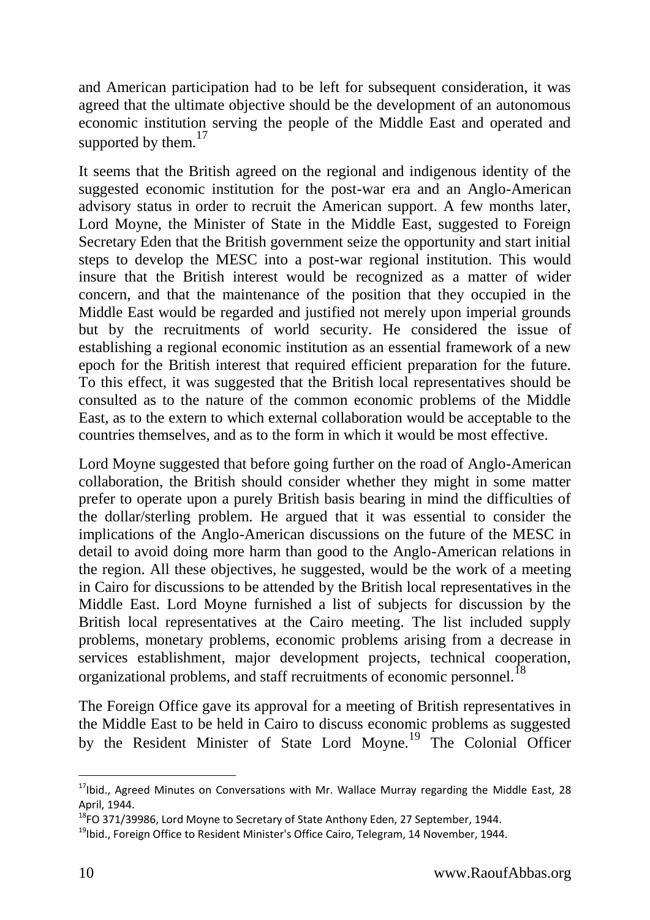and American participation had to be left for subsequent consideration, it was agreed that the ultimate objective should be the development of an autonomous economic institution serving the people of the Middle East and operated and supported by them.[17]

It seems that the British agreed on the regional and indigenous identity of the suggested economic institution for the post-war era and an Anglo-American advisory status in order to recruit the American support. A few months later, Lord Moyne, the Minister of State in the Middle East, suggested to Foreign Secretary Eden that the British government seize the opportunity and start initial steps to develop the MESC into a post-war regional institution. This would insure that the British interest would be recognized as a matter of wider concern, and that the maintenance of the position that they occupied in the Middle East would be regarded and justified not merely upon imperial grounds but by the recruitments of world security. He considered the issue of establishing a regional economic institution as an essential framework of a new epoch for the British interest that required efficient preparation for the future. To this effect, it was suggested that the British local representatives should be consulted as to the nature of the common economic problems of the Middle East, as to the extern to which external collaboration would be acceptable to the countries themselves, and as to the form in which it would be most effective.

Lord Moyne suggested that before going further on the road of Anglo-American collaboration, the British should consider whether they might in some matter prefer to operate upon a purely British basis bearing in mind the difficulties of the dollar/sterling problem. He argued that it was essential to consider the implications of the Anglo-American discussions on the future of the MESC in detail to avoid doing more harm than good to the Anglo-American relations in the region. All these objectives, he suggested, would be the work of a meeting in Cairo for discussions to be attended by the British local representatives in the Middle East. Lord Moyne furnished a list of subjects for discussion by the British local representatives at the Cairo meeting. The list included supply problems, monetary problems, economic problems arising from a decrease in services establishment, major development projects, technical cooperation, organizational problems, and staff recruitments of economic personnel.[18]

The Foreign Office gave its approval for a meeting of British representatives in the Middle East to be held in Cairo to discuss economic problems as suggested by the Resident Minister of State Lord Moyne.[19] The Colonial Officer

---

[17] Ibid., Agreed Minutes on Conversations with Mr. Wallace Murray regarding the Middle East, 28 April, 1944.

[18] FO 371/39986, Lord Moyne to Secretary of State Anthony Eden, 27 September, 1944.

[19] Ibid., Foreign Office to Resident Minister's Office Cairo, Telegram, 14 November, 1944.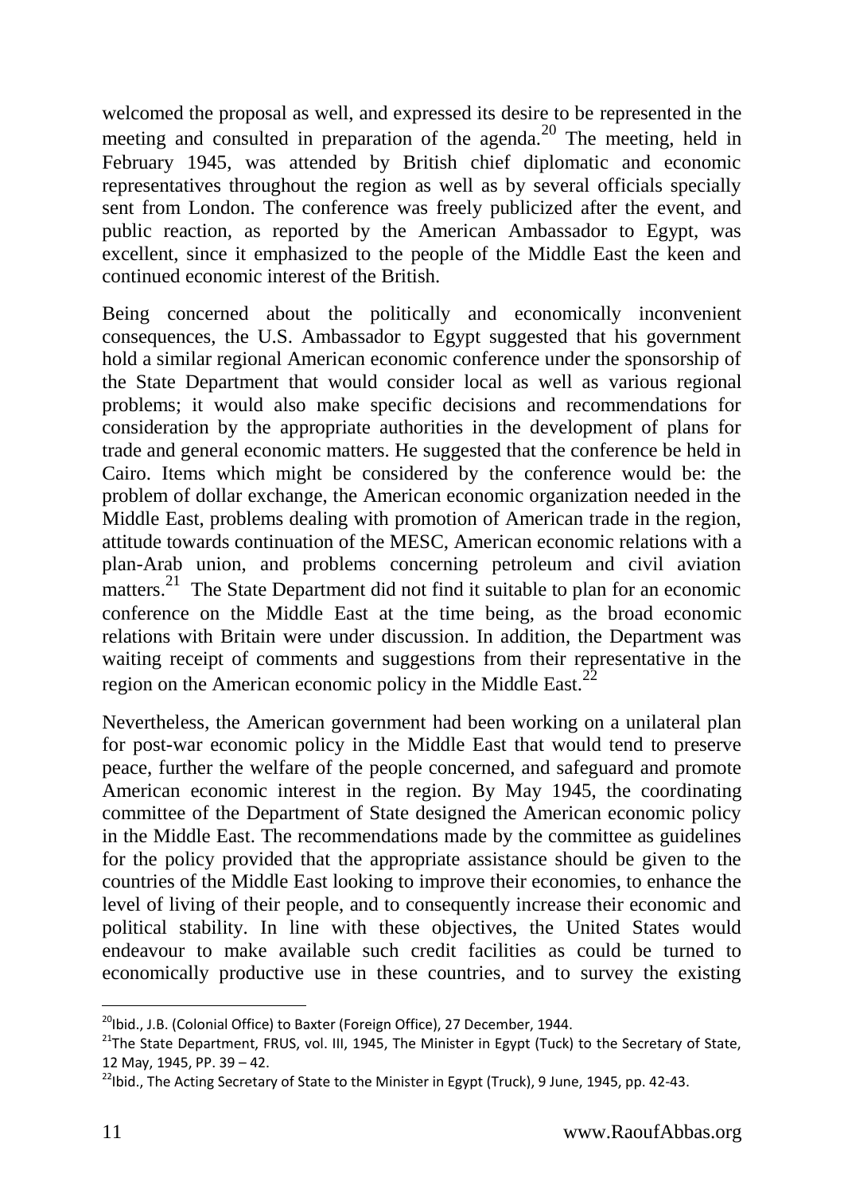welcomed the proposal as well, and expressed its desire to be represented in the meeting and consulted in preparation of the agenda.[20] The meeting, held in February 1945, was attended by British chief diplomatic and economic representatives throughout the region as well as by several officials specially sent from London. The conference was freely publicized after the event, and public reaction, as reported by the American Ambassador to Egypt, was excellent, since it emphasized to the people of the Middle East the keen and continued economic interest of the British.

Being concerned about the politically and economically inconvenient consequences, the U.S. Ambassador to Egypt suggested that his government hold a similar regional American economic conference under the sponsorship of the State Department that would consider local as well as various regional problems; it would also make specific decisions and recommendations for consideration by the appropriate authorities in the development of plans for trade and general economic matters. He suggested that the conference be held in Cairo. Items which might be considered by the conference would be: the problem of dollar exchange, the American economic organization needed in the Middle East, problems dealing with promotion of American trade in the region, attitude towards continuation of the MESC, American economic relations with a plan-Arab union, and problems concerning petroleum and civil aviation matters.[21] The State Department did not find it suitable to plan for an economic conference on the Middle East at the time being, as the broad economic relations with Britain were under discussion. In addition, the Department was waiting receipt of comments and suggestions from their representative in the region on the American economic policy in the Middle East.[22]

Nevertheless, the American government had been working on a unilateral plan for post-war economic policy in the Middle East that would tend to preserve peace, further the welfare of the people concerned, and safeguard and promote American economic interest in the region. By May 1945, the coordinating committee of the Department of State designed the American economic policy in the Middle East. The recommendations made by the committee as guidelines for the policy provided that the appropriate assistance should be given to the countries of the Middle East looking to improve their economies, to enhance the level of living of their people, and to consequently increase their economic and political stability. In line with these objectives, the United States would endeavour to make available such credit facilities as could be turned to economically productive use in these countries, and to survey the existing

[20] Ibid., J.B. (Colonial Office) to Baxter (Foreign Office), 27 December, 1944.

[21] The State Department, FRUS, vol. III, 1945, The Minister in Egypt (Tuck) to the Secretary of State, 12 May, 1945, PP. 39 – 42.

[22] Ibid., The Acting Secretary of State to the Minister in Egypt (Truck), 9 June, 1945, pp. 42-43.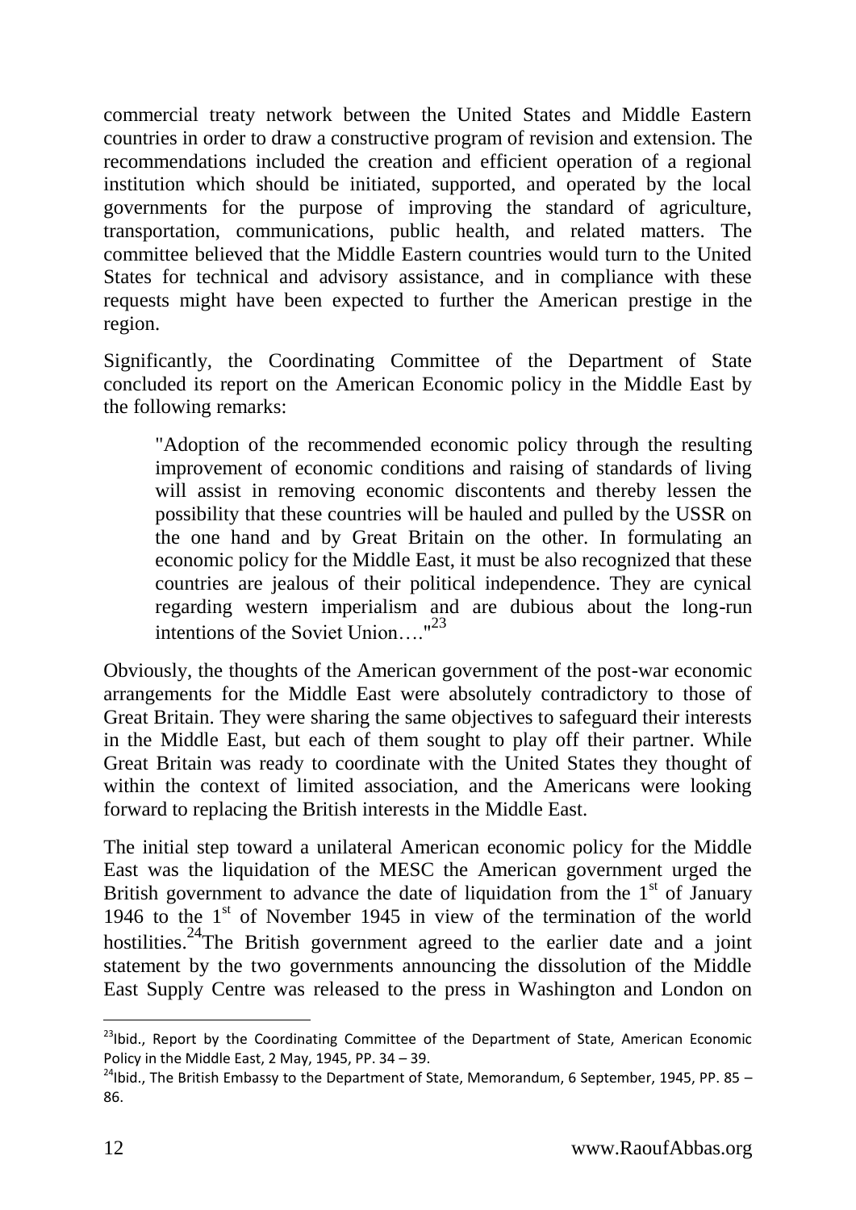commercial treaty network between the United States and Middle Eastern countries in order to draw a constructive program of revision and extension. The recommendations included the creation and efficient operation of a regional institution which should be initiated, supported, and operated by the local governments for the purpose of improving the standard of agriculture, transportation, communications, public health, and related matters. The committee believed that the Middle Eastern countries would turn to the United States for technical and advisory assistance, and in compliance with these requests might have been expected to further the American prestige in the region.

Significantly, the Coordinating Committee of the Department of State concluded its report on the American Economic policy in the Middle East by the following remarks:

> "Adoption of the recommended economic policy through the resulting improvement of economic conditions and raising of standards of living will assist in removing economic discontents and thereby lessen the possibility that these countries will be hauled and pulled by the USSR on the one hand and by Great Britain on the other. In formulating an economic policy for the Middle East, it must be also recognized that these countries are jealous of their political independence. They are cynical regarding western imperialism and are dubious about the long-run intentions of the Soviet Union…."[23]

Obviously, the thoughts of the American government of the post-war economic arrangements for the Middle East were absolutely contradictory to those of Great Britain. They were sharing the same objectives to safeguard their interests in the Middle East, but each of them sought to play off their partner. While Great Britain was ready to coordinate with the United States they thought of within the context of limited association, and the Americans were looking forward to replacing the British interests in the Middle East.

The initial step toward a unilateral American economic policy for the Middle East was the liquidation of the MESC the American government urged the British government to advance the date of liquidation from the 1st of January 1946 to the 1st of November 1945 in view of the termination of the world hostilities.[24]The British government agreed to the earlier date and a joint statement by the two governments announcing the dissolution of the Middle East Supply Centre was released to the press in Washington and London on

---

[23]Ibid., Report by the Coordinating Committee of the Department of State, American Economic Policy in the Middle East, 2 May, 1945, PP. 34 – 39.

[24]Ibid., The British Embassy to the Department of State, Memorandum, 6 September, 1945, PP. 85 – 86.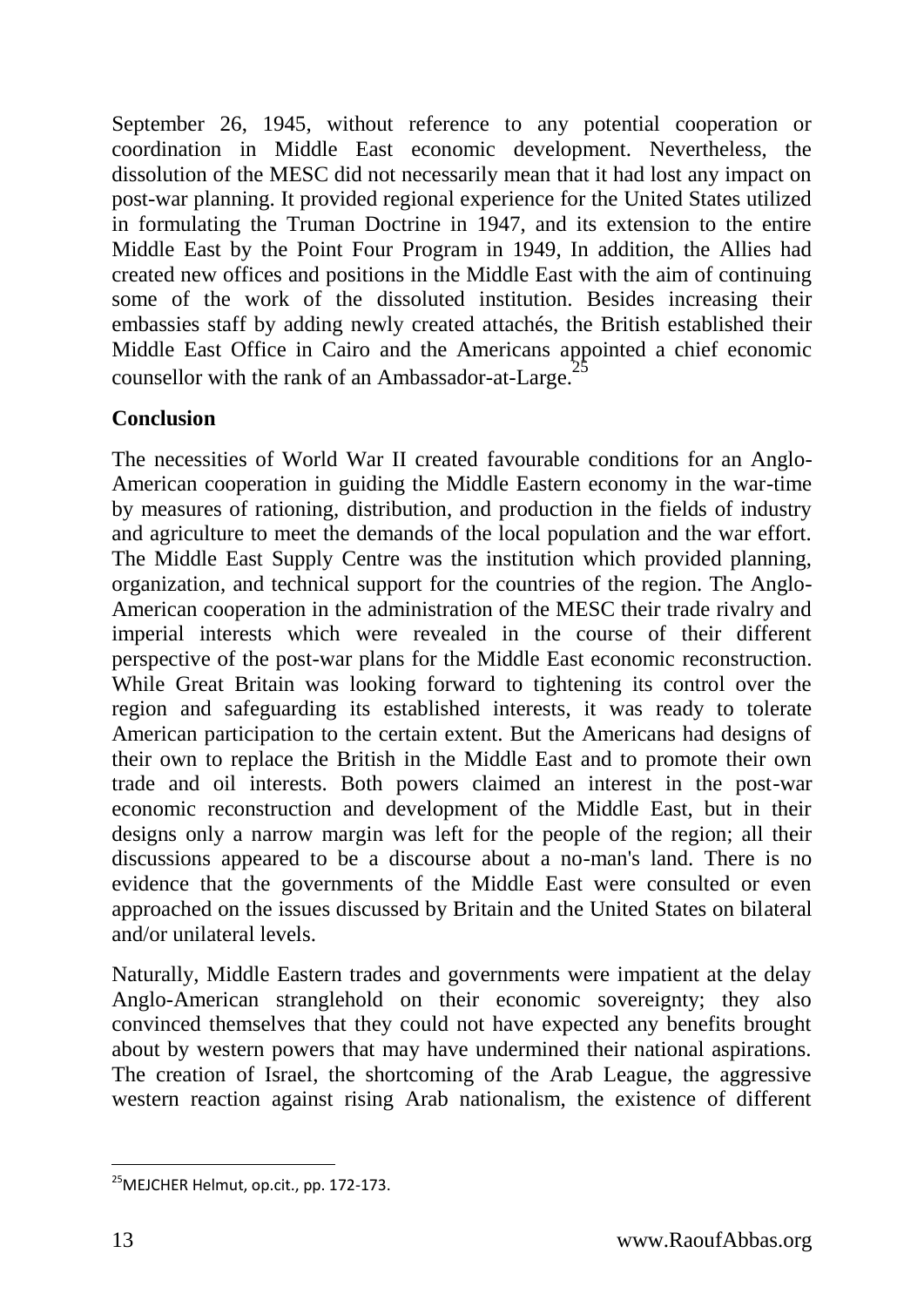September 26, 1945, without reference to any potential cooperation or coordination in Middle East economic development. Nevertheless, the dissolution of the MESC did not necessarily mean that it had lost any impact on post-war planning. It provided regional experience for the United States utilized in formulating the Truman Doctrine in 1947, and its extension to the entire Middle East by the Point Four Program in 1949, In addition, the Allies had created new offices and positions in the Middle East with the aim of continuing some of the work of the dissoluted institution. Besides increasing their embassies staff by adding newly created attachés, the British established their Middle East Office in Cairo and the Americans appointed a chief economic counsellor with the rank of an Ambassador-at-Large.[25]

**Conclusion**

The necessities of World War II created favourable conditions for an Anglo-American cooperation in guiding the Middle Eastern economy in the war-time by measures of rationing, distribution, and production in the fields of industry and agriculture to meet the demands of the local population and the war effort. The Middle East Supply Centre was the institution which provided planning, organization, and technical support for the countries of the region. The Anglo-American cooperation in the administration of the MESC their trade rivalry and imperial interests which were revealed in the course of their different perspective of the post-war plans for the Middle East economic reconstruction. While Great Britain was looking forward to tightening its control over the region and safeguarding its established interests, it was ready to tolerate American participation to the certain extent. But the Americans had designs of their own to replace the British in the Middle East and to promote their own trade and oil interests. Both powers claimed an interest in the post-war economic reconstruction and development of the Middle East, but in their designs only a narrow margin was left for the people of the region; all their discussions appeared to be a discourse about a no-man's land. There is no evidence that the governments of the Middle East were consulted or even approached on the issues discussed by Britain and the United States on bilateral and/or unilateral levels.

Naturally, Middle Eastern trades and governments were impatient at the delay Anglo-American stranglehold on their economic sovereignty; they also convinced themselves that they could not have expected any benefits brought about by western powers that may have undermined their national aspirations. The creation of Israel, the shortcoming of the Arab League, the aggressive western reaction against rising Arab nationalism, the existence of different

[25] MEJCHER Helmut, op.cit., pp. 172-173.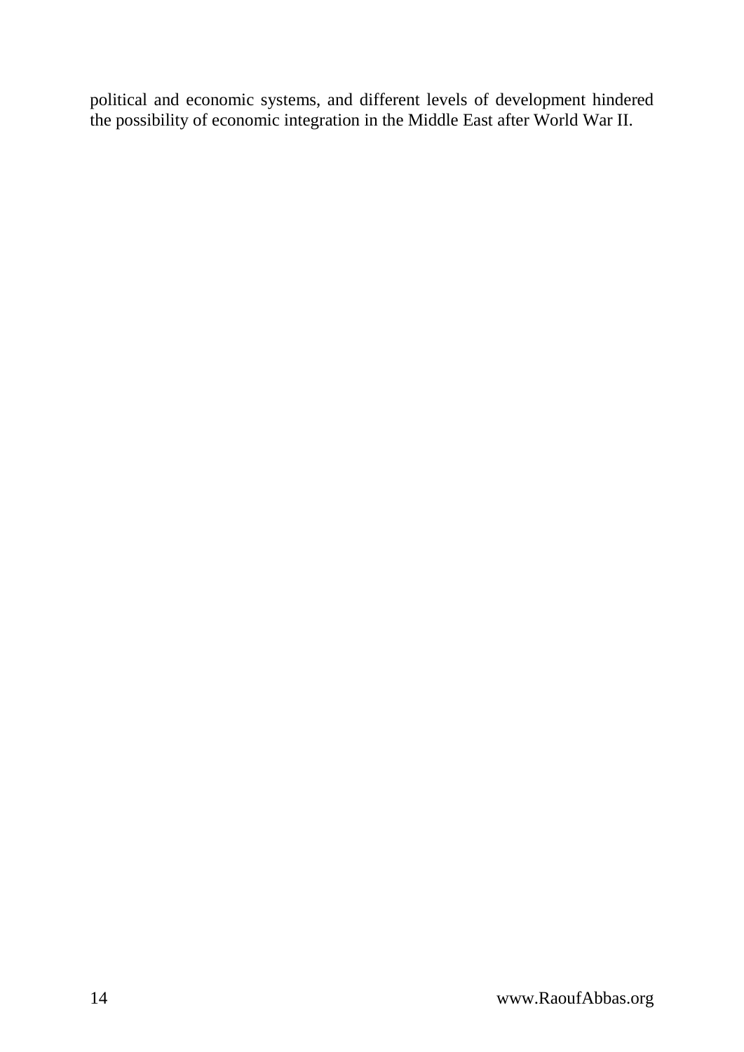political and economic systems, and different levels of development hindered the possibility of economic integration in the Middle East after World War II.